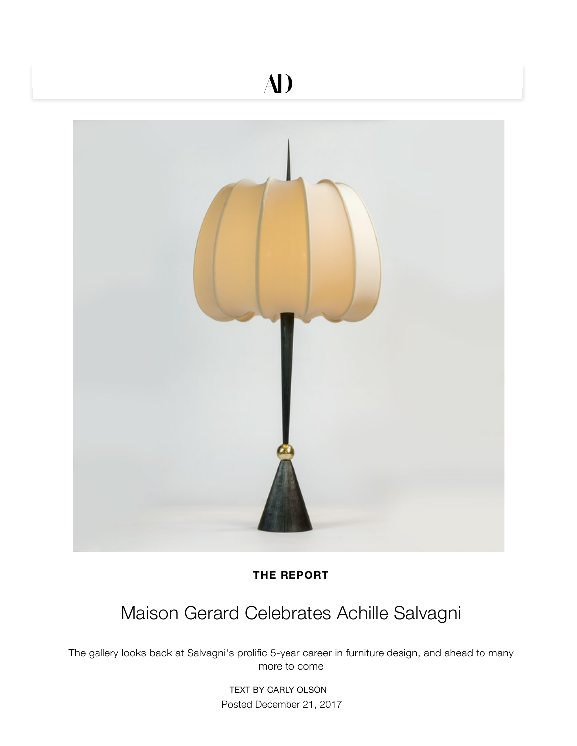AD

**THE REPORT**

# Maison Gerard Celebrates Achille Salvagni

The gallery looks back at Salvagni's prolific 5-year career in furniture design, and ahead to many more to come

TEXT BY CARLY OLSON

Posted December 21, 2017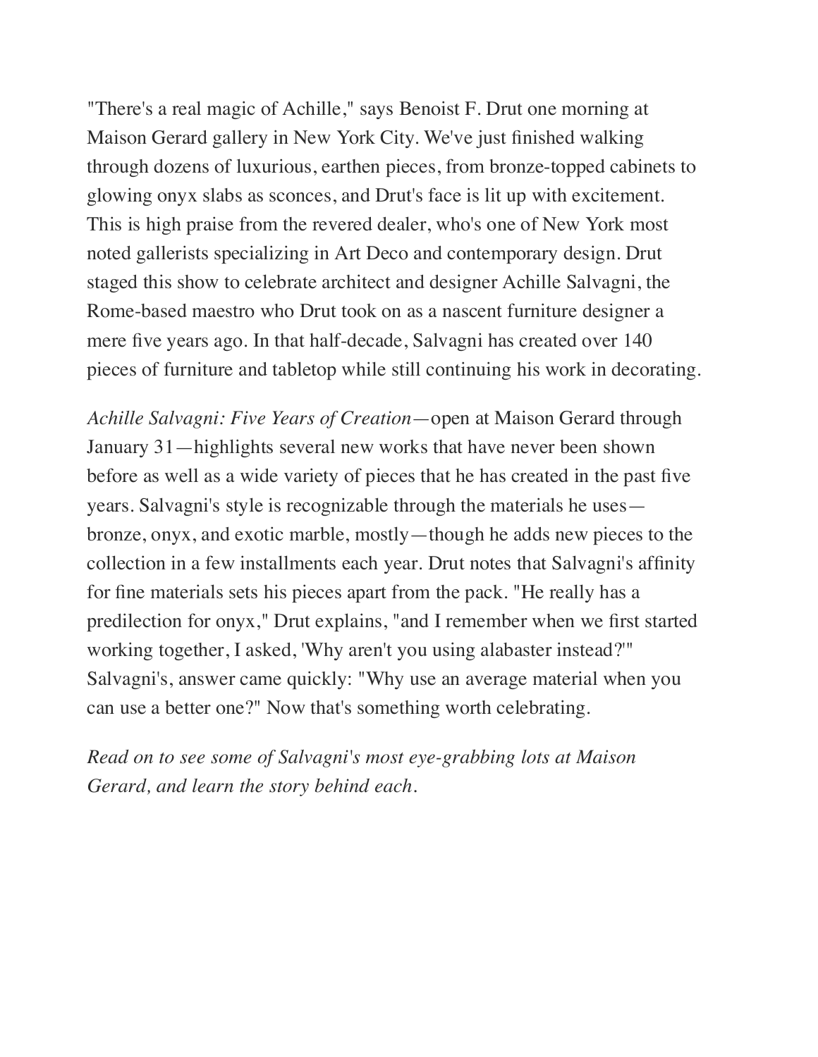"There's a real magic of Achille," says Benoist F. Drut one morning at Maison Gerard gallery in New York City. We've just finished walking through dozens of luxurious, earthen pieces, from bronze-topped cabinets to glowing onyx slabs as sconces, and Drut's face is lit up with excitement. This is high praise from the revered dealer, who's one of New York most noted gallerists specializing in Art Deco and contemporary design. Drut staged this show to celebrate architect and designer Achille Salvagni, the Rome-based maestro who Drut took on as a nascent furniture designer a mere five years ago. In that half-decade, Salvagni has created over 140 pieces of furniture and tabletop while still continuing his work in decorating.

*Achille Salvagni: Five Years of Creation*—open at Maison Gerard through January 31—highlights several new works that have never been shown before as well as a wide variety of pieces that he has created in the past five years. Salvagni's style is recognizable through the materials he uses—bronze, onyx, and exotic marble, mostly—though he adds new pieces to the collection in a few installments each year. Drut notes that Salvagni's affinity for fine materials sets his pieces apart from the pack. "He really has a predilection for onyx," Drut explains, "and I remember when we first started working together, I asked, 'Why aren't you using alabaster instead?'" Salvagni's, answer came quickly: "Why use an average material when you can use a better one?" Now that's something worth celebrating.

*Read on to see some of Salvagni's most eye-grabbing lots at Maison Gerard, and learn the story behind each.*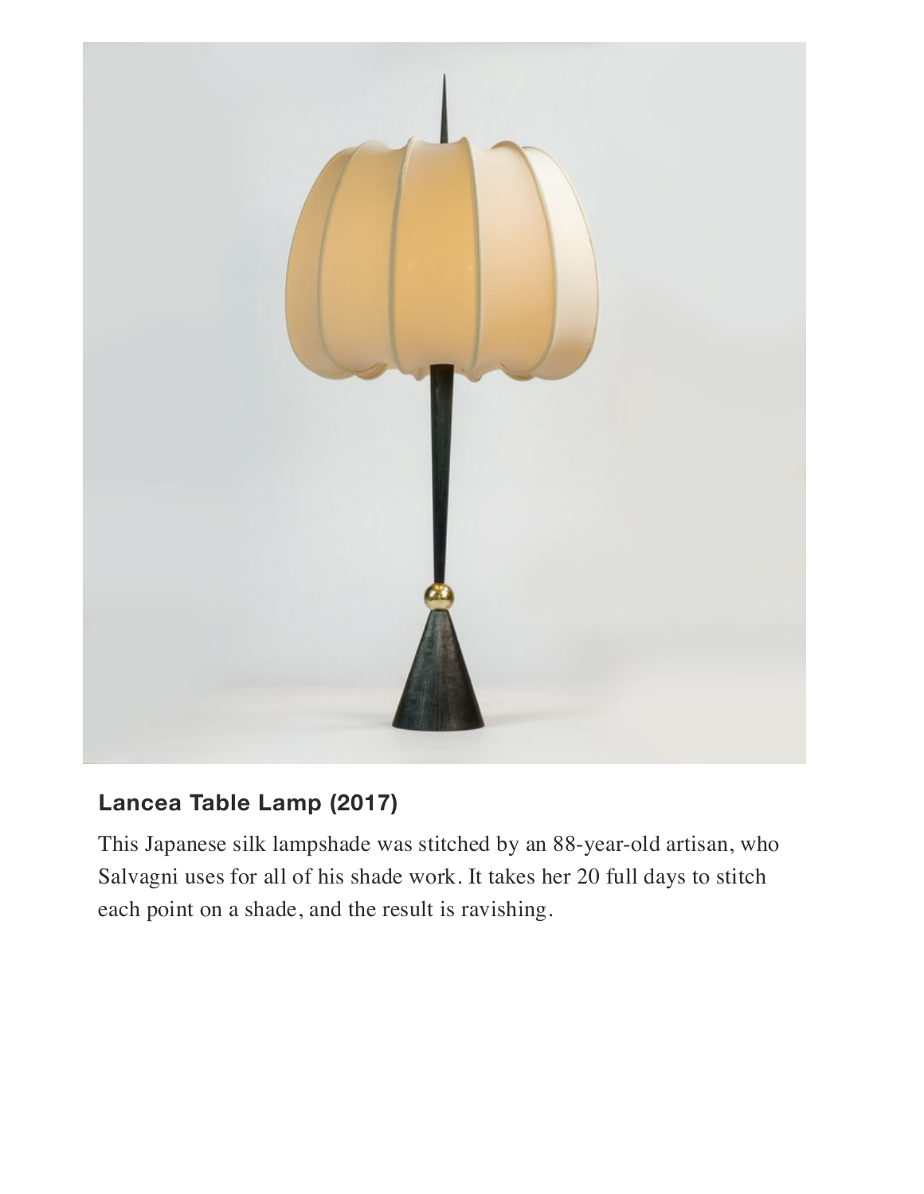**Lancea Table Lamp (2017)**

This Japanese silk lampshade was stitched by an 88-year-old artisan, who Salvagni uses for all of his shade work. It takes her 20 full days to stitch each point on a shade, and the result is ravishing.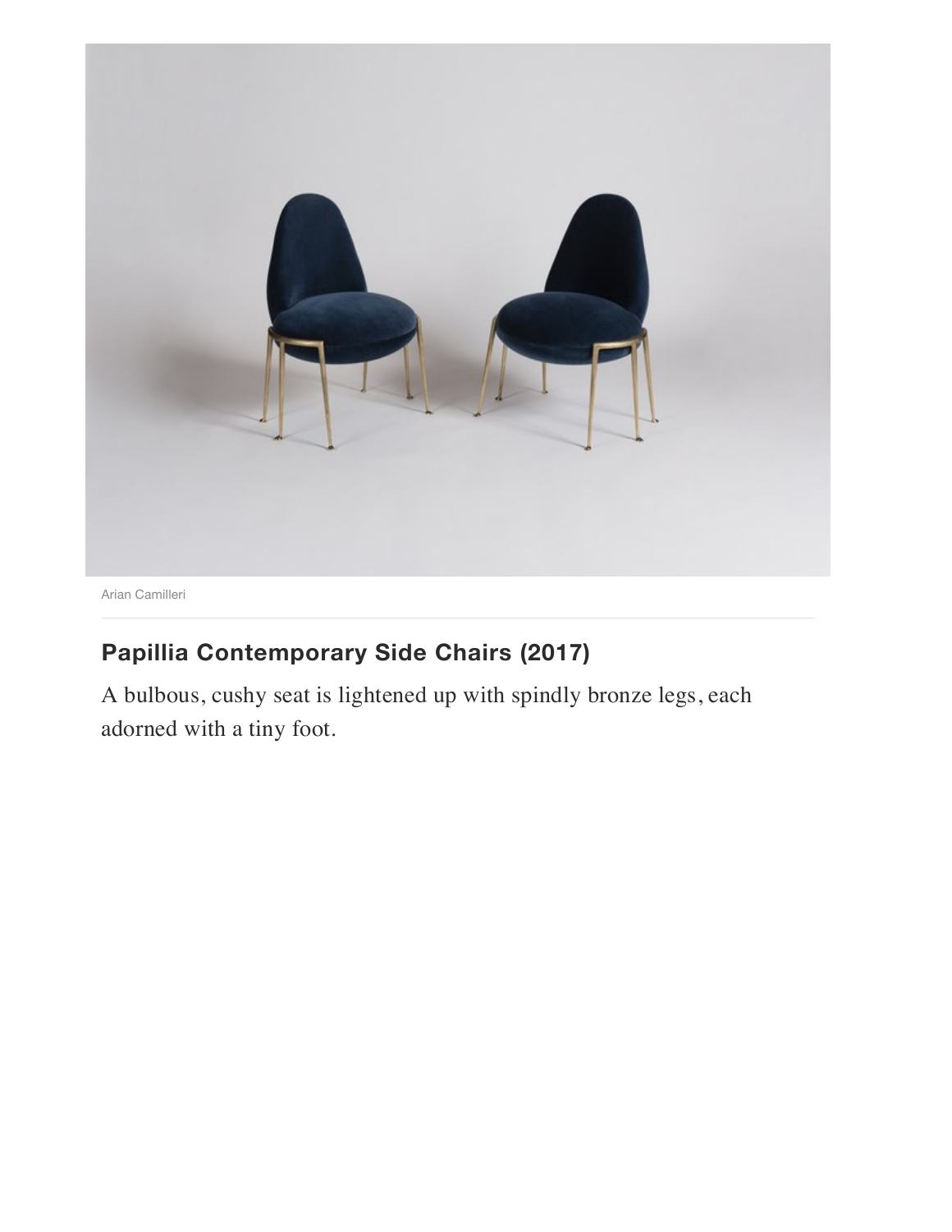Arian Camilleri

## Papillia Contemporary Side Chairs (2017)

A bulbous, cushy seat is lightened up with spindly bronze legs, each adorned with a tiny foot.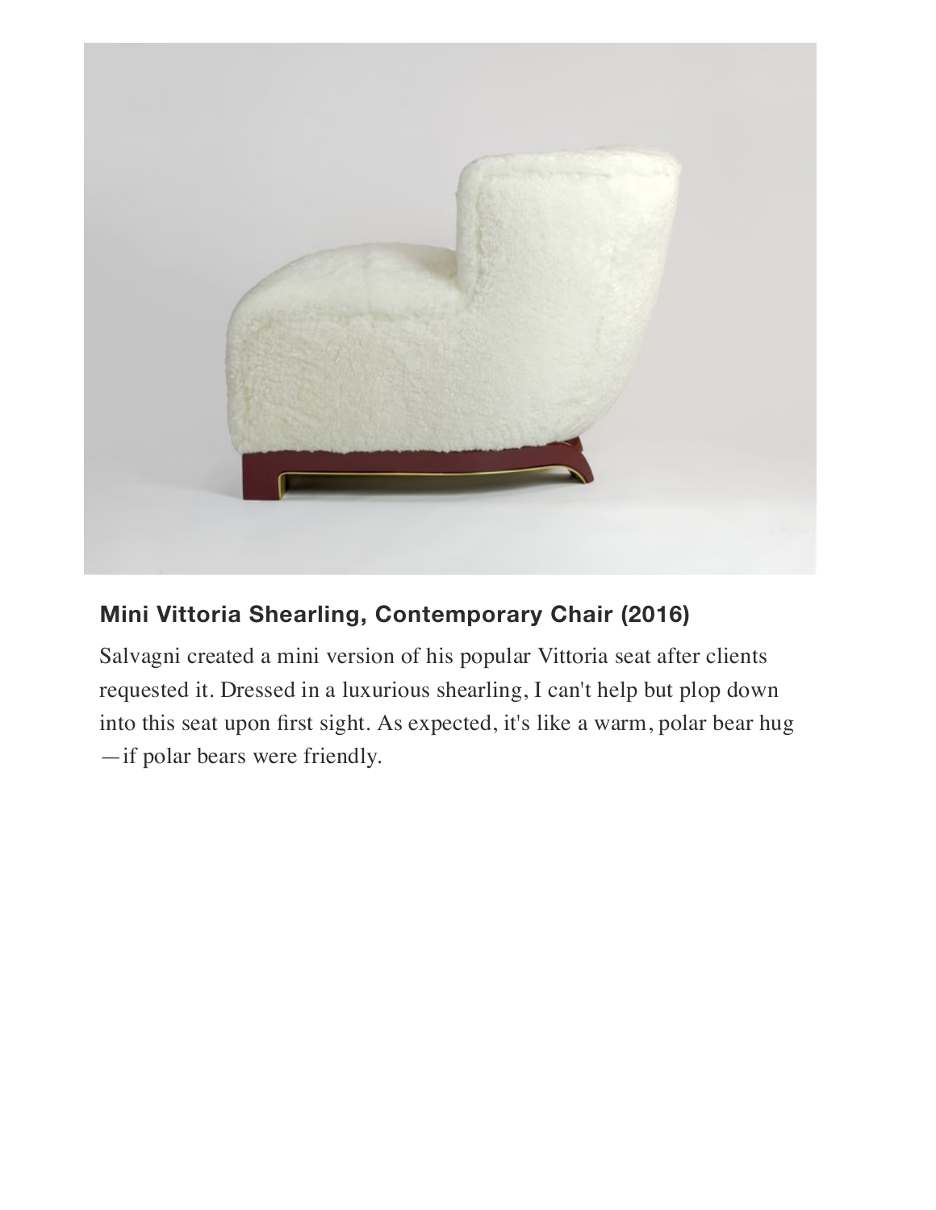### Mini Vittoria Shearling, Contemporary Chair (2016)

Salvagni created a mini version of his popular Vittoria seat after clients requested it. Dressed in a luxurious shearling, I can't help but plop down into this seat upon first sight. As expected, it's like a warm, polar bear hug —if polar bears were friendly.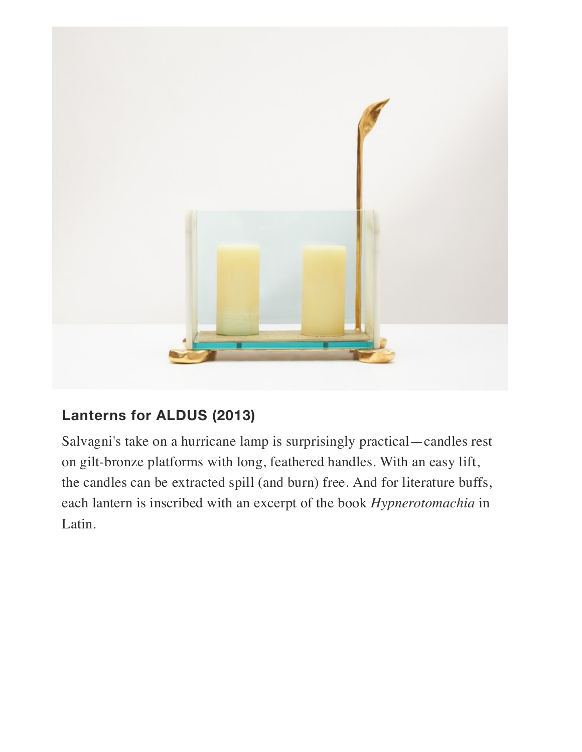### Lanterns for ALDUS (2013)

Salvagni's take on a hurricane lamp is surprisingly practical—candles rest on gilt-bronze platforms with long, feathered handles. With an easy lift, the candles can be extracted spill (and burn) free. And for literature buffs, each lantern is inscribed with an excerpt of the book *Hypnerotomachia* in Latin.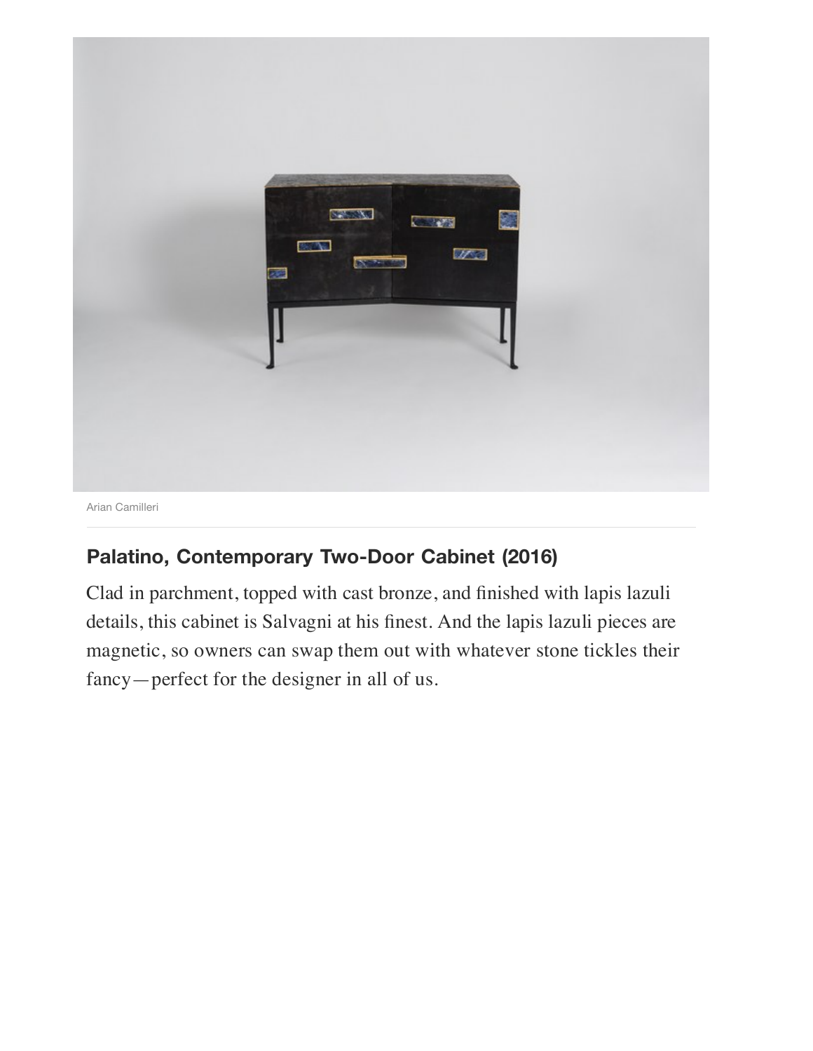Arian Camilleri

## Palatino, Contemporary Two-Door Cabinet (2016)

Clad in parchment, topped with cast bronze, and finished with lapis lazuli details, this cabinet is Salvagni at his finest. And the lapis lazuli pieces are magnetic, so owners can swap them out with whatever stone tickles their fancy—perfect for the designer in all of us.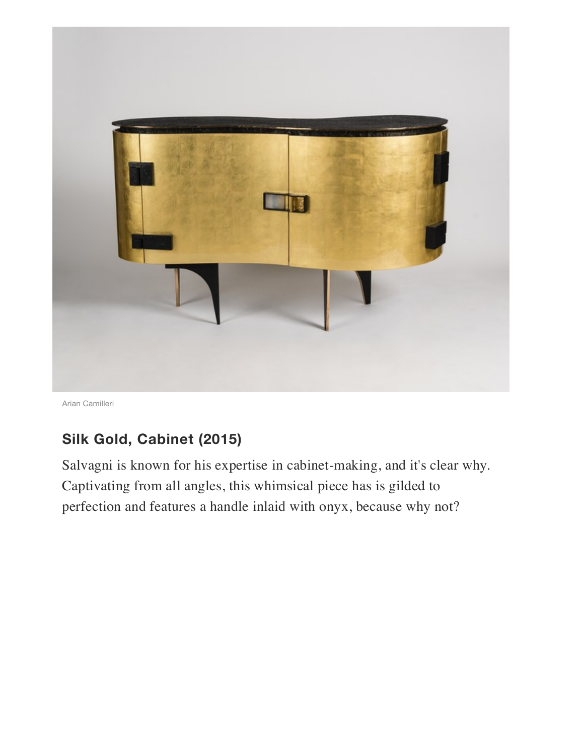Arian Camilleri

## Silk Gold, Cabinet (2015)

Salvagni is known for his expertise in cabinet-making, and it's clear why. Captivating from all angles, this whimsical piece has is gilded to perfection and features a handle inlaid with onyx, because why not?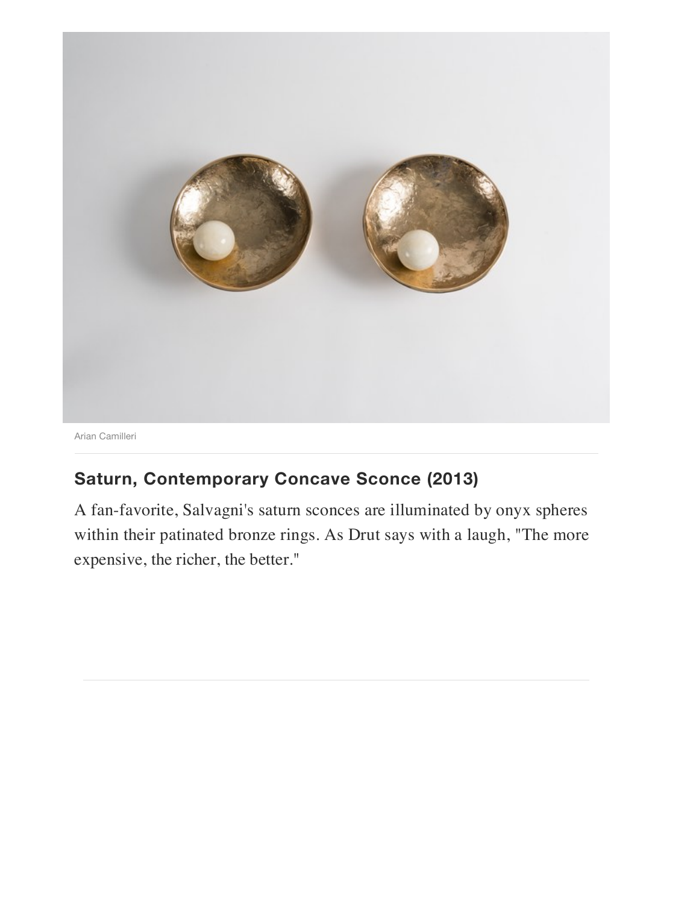Arian Camilleri

## Saturn, Contemporary Concave Sconce (2013)

A fan-favorite, Salvagni's saturn sconces are illuminated by onyx spheres within their patinated bronze rings. As Drut says with a laugh, "The more expensive, the richer, the better."